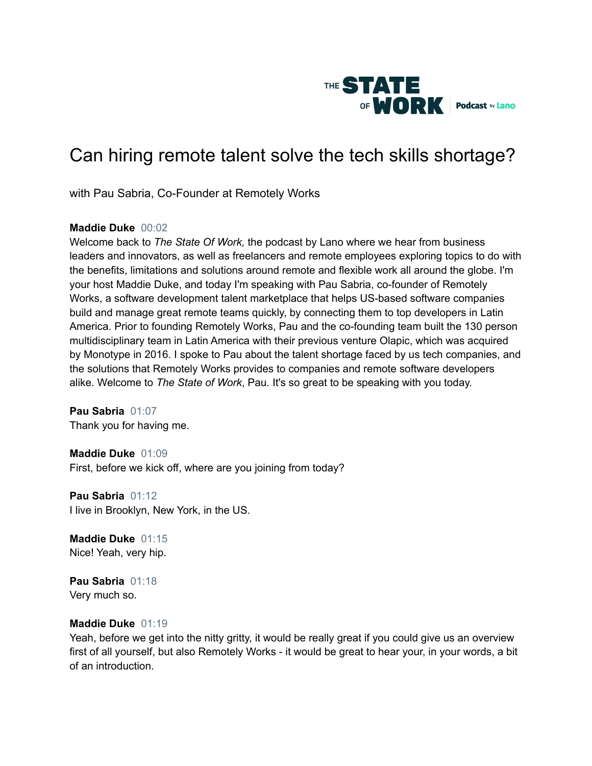THE STATE OF WORK Podcast by lano

# Can hiring remote talent solve the tech skills shortage?

with Pau Sabria, Co-Founder at Remotely Works

**Maddie Duke** 00:02
Welcome back to *The State Of Work,* the podcast by Lano where we hear from business leaders and innovators, as well as freelancers and remote employees exploring topics to do with the benefits, limitations and solutions around remote and flexible work all around the globe. I'm your host Maddie Duke, and today I'm speaking with Pau Sabria, co-founder of Remotely Works, a software development talent marketplace that helps US-based software companies build and manage great remote teams quickly, by connecting them to top developers in Latin America. Prior to founding Remotely Works, Pau and the co-founding team built the 130 person multidisciplinary team in Latin America with their previous venture Olapic, which was acquired by Monotype in 2016. I spoke to Pau about the talent shortage faced by us tech companies, and the solutions that Remotely Works provides to companies and remote software developers alike. Welcome to *The State of Work*, Pau. It's so great to be speaking with you today.

**Pau Sabria** 01:07
Thank you for having me.

**Maddie Duke** 01:09
First, before we kick off, where are you joining from today?

**Pau Sabria** 01:12
I live in Brooklyn, New York, in the US.

**Maddie Duke** 01:15
Nice! Yeah, very hip.

**Pau Sabria** 01:18
Very much so.

**Maddie Duke** 01:19
Yeah, before we get into the nitty gritty, it would be really great if you could give us an overview first of all yourself, but also Remotely Works - it would be great to hear your, in your words, a bit of an introduction.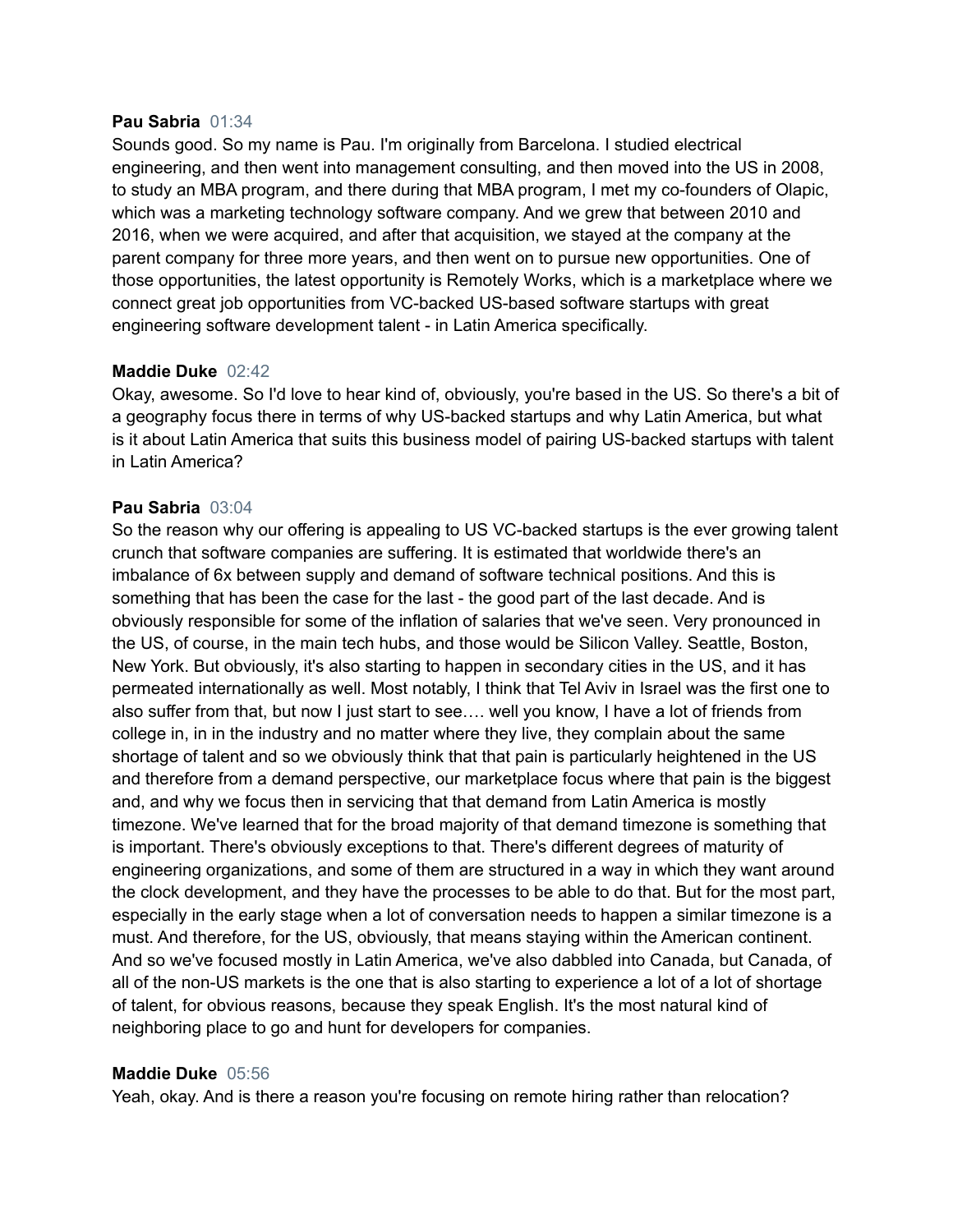**Pau Sabria** 01:34
Sounds good. So my name is Pau. I'm originally from Barcelona. I studied electrical engineering, and then went into management consulting, and then moved into the US in 2008, to study an MBA program, and there during that MBA program, I met my co-founders of Olapic, which was a marketing technology software company. And we grew that between 2010 and 2016, when we were acquired, and after that acquisition, we stayed at the company at the parent company for three more years, and then went on to pursue new opportunities. One of those opportunities, the latest opportunity is Remotely Works, which is a marketplace where we connect great job opportunities from VC-backed US-based software startups with great engineering software development talent - in Latin America specifically.

**Maddie Duke** 02:42
Okay, awesome. So I'd love to hear kind of, obviously, you're based in the US. So there's a bit of a geography focus there in terms of why US-backed startups and why Latin America, but what is it about Latin America that suits this business model of pairing US-backed startups with talent in Latin America?

**Pau Sabria** 03:04
So the reason why our offering is appealing to US VC-backed startups is the ever growing talent crunch that software companies are suffering. It is estimated that worldwide there's an imbalance of 6x between supply and demand of software technical positions. And this is something that has been the case for the last - the good part of the last decade. And is obviously responsible for some of the inflation of salaries that we've seen. Very pronounced in the US, of course, in the main tech hubs, and those would be Silicon Valley. Seattle, Boston, New York. But obviously, it's also starting to happen in secondary cities in the US, and it has permeated internationally as well. Most notably, I think that Tel Aviv in Israel was the first one to also suffer from that, but now I just start to see…. well you know, I have a lot of friends from college in, in in the industry and no matter where they live, they complain about the same shortage of talent and so we obviously think that that pain is particularly heightened in the US and therefore from a demand perspective, our marketplace focus where that pain is the biggest and, and why we focus then in servicing that that demand from Latin America is mostly timezone. We've learned that for the broad majority of that demand timezone is something that is important. There's obviously exceptions to that. There's different degrees of maturity of engineering organizations, and some of them are structured in a way in which they want around the clock development, and they have the processes to be able to do that. But for the most part, especially in the early stage when a lot of conversation needs to happen a similar timezone is a must. And therefore, for the US, obviously, that means staying within the American continent. And so we've focused mostly in Latin America, we've also dabbled into Canada, but Canada, of all of the non-US markets is the one that is also starting to experience a lot of a lot of shortage of talent, for obvious reasons, because they speak English. It's the most natural kind of neighboring place to go and hunt for developers for companies.

**Maddie Duke** 05:56
Yeah, okay. And is there a reason you're focusing on remote hiring rather than relocation?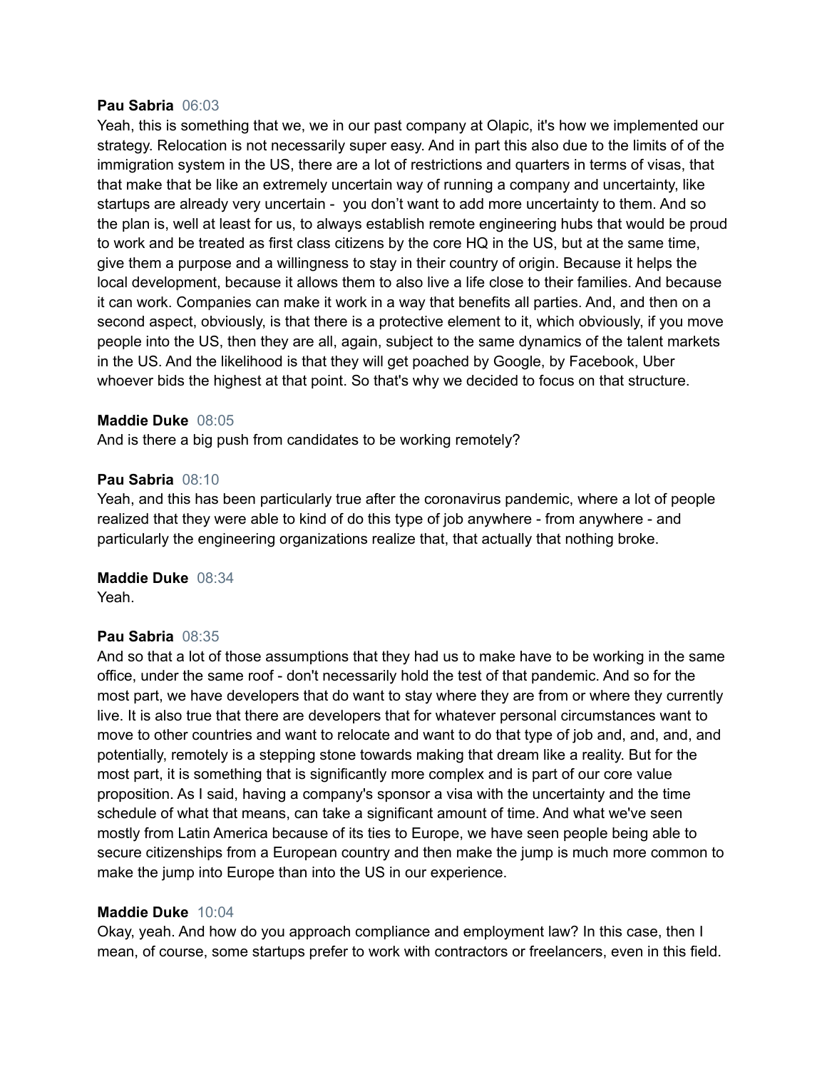**Pau Sabria** 06:03
Yeah, this is something that we, we in our past company at Olapic, it's how we implemented our strategy. Relocation is not necessarily super easy. And in part this also due to the limits of of the immigration system in the US, there are a lot of restrictions and quarters in terms of visas, that that make that be like an extremely uncertain way of running a company and uncertainty, like startups are already very uncertain - you don't want to add more uncertainty to them. And so the plan is, well at least for us, to always establish remote engineering hubs that would be proud to work and be treated as first class citizens by the core HQ in the US, but at the same time, give them a purpose and a willingness to stay in their country of origin. Because it helps the local development, because it allows them to also live a life close to their families. And because it can work. Companies can make it work in a way that benefits all parties. And, and then on a second aspect, obviously, is that there is a protective element to it, which obviously, if you move people into the US, then they are all, again, subject to the same dynamics of the talent markets in the US. And the likelihood is that they will get poached by Google, by Facebook, Uber whoever bids the highest at that point. So that's why we decided to focus on that structure.

**Maddie Duke** 08:05
And is there a big push from candidates to be working remotely?

**Pau Sabria** 08:10
Yeah, and this has been particularly true after the coronavirus pandemic, where a lot of people realized that they were able to kind of do this type of job anywhere - from anywhere - and particularly the engineering organizations realize that, that actually that nothing broke.

**Maddie Duke** 08:34
Yeah.

**Pau Sabria** 08:35
And so that a lot of those assumptions that they had us to make have to be working in the same office, under the same roof - don't necessarily hold the test of that pandemic. And so for the most part, we have developers that do want to stay where they are from or where they currently live. It is also true that there are developers that for whatever personal circumstances want to move to other countries and want to relocate and want to do that type of job and, and, and, and potentially, remotely is a stepping stone towards making that dream like a reality. But for the most part, it is something that is significantly more complex and is part of our core value proposition. As I said, having a company's sponsor a visa with the uncertainty and the time schedule of what that means, can take a significant amount of time. And what we've seen mostly from Latin America because of its ties to Europe, we have seen people being able to secure citizenships from a European country and then make the jump is much more common to make the jump into Europe than into the US in our experience.

**Maddie Duke** 10:04
Okay, yeah. And how do you approach compliance and employment law? In this case, then I mean, of course, some startups prefer to work with contractors or freelancers, even in this field.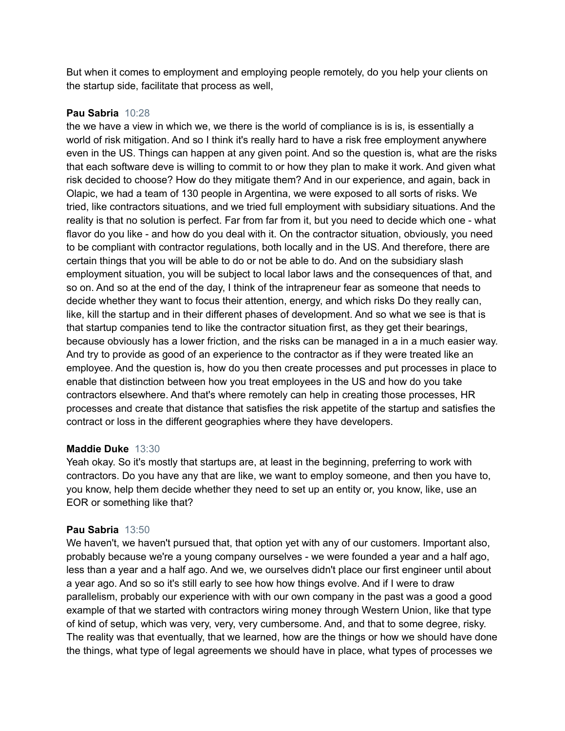But when it comes to employment and employing people remotely, do you help your clients on the startup side, facilitate that process as well,

**Pau Sabria** 10:28
the we have a view in which we, we there is the world of compliance is is is, is essentially a world of risk mitigation. And so I think it's really hard to have a risk free employment anywhere even in the US. Things can happen at any given point. And so the question is, what are the risks that each software deve is willing to commit to or how they plan to make it work. And given what risk decided to choose? How do they mitigate them? And in our experience, and again, back in Olapic, we had a team of 130 people in Argentina, we were exposed to all sorts of risks. We tried, like contractors situations, and we tried full employment with subsidiary situations. And the reality is that no solution is perfect. Far from far from it, but you need to decide which one - what flavor do you like - and how do you deal with it. On the contractor situation, obviously, you need to be compliant with contractor regulations, both locally and in the US. And therefore, there are certain things that you will be able to do or not be able to do. And on the subsidiary slash employment situation, you will be subject to local labor laws and the consequences of that, and so on. And so at the end of the day, I think of the intrapreneur fear as someone that needs to decide whether they want to focus their attention, energy, and which risks Do they really can, like, kill the startup and in their different phases of development. And so what we see is that is that startup companies tend to like the contractor situation first, as they get their bearings, because obviously has a lower friction, and the risks can be managed in a in a much easier way. And try to provide as good of an experience to the contractor as if they were treated like an employee. And the question is, how do you then create processes and put processes in place to enable that distinction between how you treat employees in the US and how do you take contractors elsewhere. And that's where remotely can help in creating those processes, HR processes and create that distance that satisfies the risk appetite of the startup and satisfies the contract or loss in the different geographies where they have developers.

**Maddie Duke** 13:30
Yeah okay. So it's mostly that startups are, at least in the beginning, preferring to work with contractors. Do you have any that are like, we want to employ someone, and then you have to, you know, help them decide whether they need to set up an entity or, you know, like, use an EOR or something like that?

**Pau Sabria** 13:50
We haven't, we haven't pursued that, that option yet with any of our customers. Important also, probably because we're a young company ourselves - we were founded a year and a half ago, less than a year and a half ago. And we, we ourselves didn't place our first engineer until about a year ago. And so so it's still early to see how how things evolve. And if I were to draw parallelism, probably our experience with with our own company in the past was a good a good example of that we started with contractors wiring money through Western Union, like that type of kind of setup, which was very, very, very cumbersome. And, and that to some degree, risky. The reality was that eventually, that we learned, how are the things or how we should have done the things, what type of legal agreements we should have in place, what types of processes we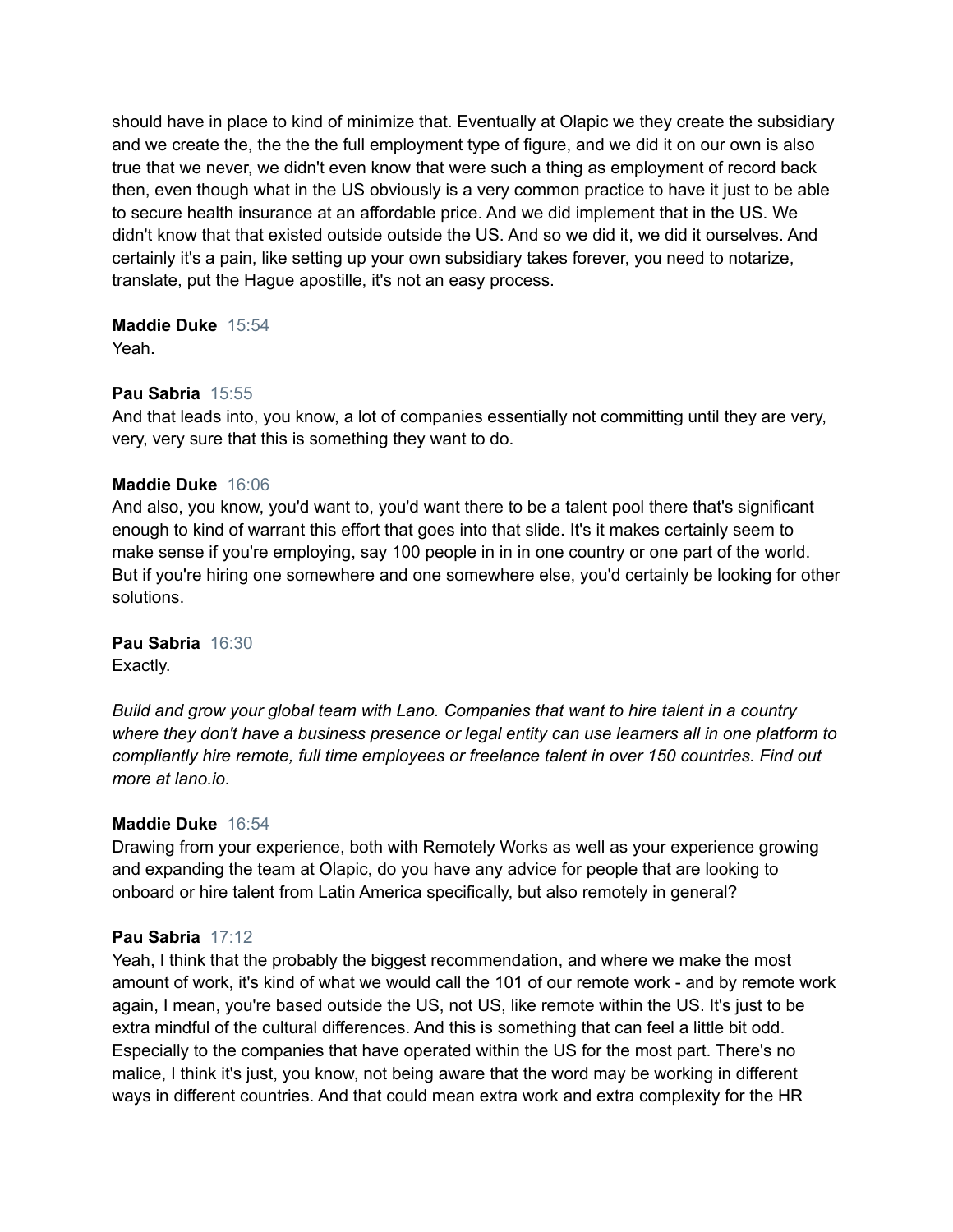should have in place to kind of minimize that. Eventually at Olapic we they create the subsidiary and we create the, the the the full employment type of figure, and we did it on our own is also true that we never, we didn't even know that were such a thing as employment of record back then, even though what in the US obviously is a very common practice to have it just to be able to secure health insurance at an affordable price. And we did implement that in the US. We didn't know that that existed outside outside the US. And so we did it, we did it ourselves. And certainly it's a pain, like setting up your own subsidiary takes forever, you need to notarize, translate, put the Hague apostille, it's not an easy process.

**Maddie Duke** 15:54
Yeah.

**Pau Sabria** 15:55
And that leads into, you know, a lot of companies essentially not committing until they are very, very, very sure that this is something they want to do.

**Maddie Duke** 16:06
And also, you know, you'd want to, you'd want there to be a talent pool there that's significant enough to kind of warrant this effort that goes into that slide. It's it makes certainly seem to make sense if you're employing, say 100 people in in in one country or one part of the world. But if you're hiring one somewhere and one somewhere else, you'd certainly be looking for other solutions.

**Pau Sabria** 16:30
Exactly.

*Build and grow your global team with Lano. Companies that want to hire talent in a country where they don't have a business presence or legal entity can use learners all in one platform to compliantly hire remote, full time employees or freelance talent in over 150 countries. Find out more at lano.io.*

**Maddie Duke** 16:54
Drawing from your experience, both with Remotely Works as well as your experience growing and expanding the team at Olapic, do you have any advice for people that are looking to onboard or hire talent from Latin America specifically, but also remotely in general?

**Pau Sabria** 17:12
Yeah, I think that the probably the biggest recommendation, and where we make the most amount of work, it's kind of what we would call the 101 of our remote work - and by remote work again, I mean, you're based outside the US, not US, like remote within the US. It's just to be extra mindful of the cultural differences. And this is something that can feel a little bit odd. Especially to the companies that have operated within the US for the most part. There's no malice, I think it's just, you know, not being aware that the word may be working in different ways in different countries. And that could mean extra work and extra complexity for the HR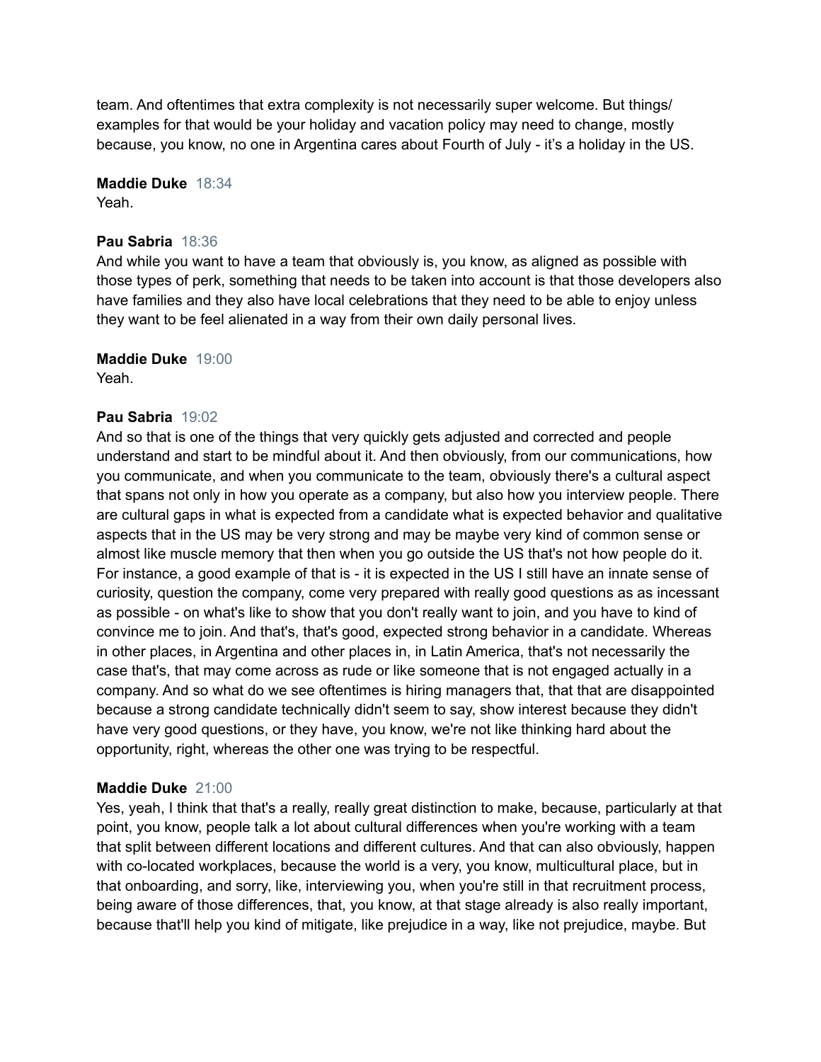team. And oftentimes that extra complexity is not necessarily super welcome. But things/ examples for that would be your holiday and vacation policy may need to change, mostly because, you know, no one in Argentina cares about Fourth of July - it's a holiday in the US.

**Maddie Duke** 18:34
Yeah.

**Pau Sabria** 18:36
And while you want to have a team that obviously is, you know, as aligned as possible with those types of perk, something that needs to be taken into account is that those developers also have families and they also have local celebrations that they need to be able to enjoy unless they want to be feel alienated in a way from their own daily personal lives.

**Maddie Duke** 19:00
Yeah.

**Pau Sabria** 19:02
And so that is one of the things that very quickly gets adjusted and corrected and people understand and start to be mindful about it. And then obviously, from our communications, how you communicate, and when you communicate to the team, obviously there's a cultural aspect that spans not only in how you operate as a company, but also how you interview people. There are cultural gaps in what is expected from a candidate what is expected behavior and qualitative aspects that in the US may be very strong and may be maybe very kind of common sense or almost like muscle memory that then when you go outside the US that's not how people do it. For instance, a good example of that is - it is expected in the US I still have an innate sense of curiosity, question the company, come very prepared with really good questions as as incessant as possible - on what's like to show that you don't really want to join, and you have to kind of convince me to join. And that's, that's good, expected strong behavior in a candidate. Whereas in other places, in Argentina and other places in, in Latin America, that's not necessarily the case that's, that may come across as rude or like someone that is not engaged actually in a company. And so what do we see oftentimes is hiring managers that, that that are disappointed because a strong candidate technically didn't seem to say, show interest because they didn't have very good questions, or they have, you know, we're not like thinking hard about the opportunity, right, whereas the other one was trying to be respectful.

**Maddie Duke** 21:00
Yes, yeah, I think that that's a really, really great distinction to make, because, particularly at that point, you know, people talk a lot about cultural differences when you're working with a team that split between different locations and different cultures. And that can also obviously, happen with co-located workplaces, because the world is a very, you know, multicultural place, but in that onboarding, and sorry, like, interviewing you, when you're still in that recruitment process, being aware of those differences, that, you know, at that stage already is also really important, because that'll help you kind of mitigate, like prejudice in a way, like not prejudice, maybe. But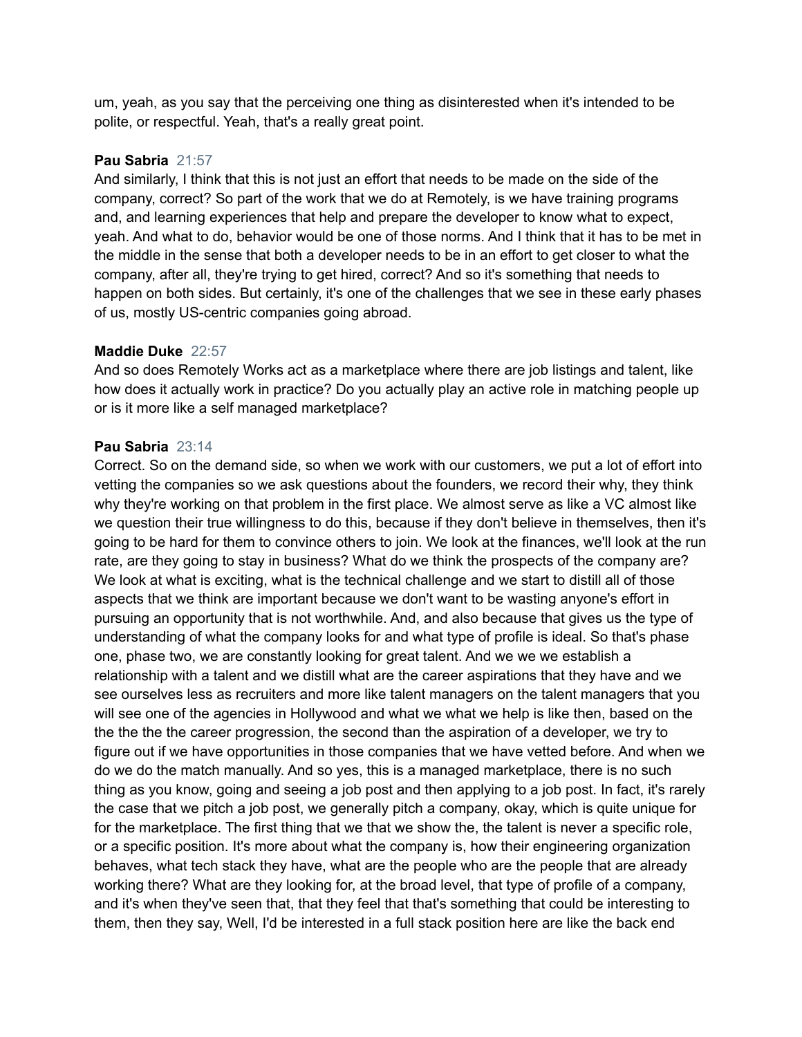um, yeah, as you say that the perceiving one thing as disinterested when it's intended to be polite, or respectful. Yeah, that's a really great point.

**Pau Sabria** 21:57
And similarly, I think that this is not just an effort that needs to be made on the side of the company, correct? So part of the work that we do at Remotely, is we have training programs and, and learning experiences that help and prepare the developer to know what to expect, yeah. And what to do, behavior would be one of those norms. And I think that it has to be met in the middle in the sense that both a developer needs to be in an effort to get closer to what the company, after all, they're trying to get hired, correct? And so it's something that needs to happen on both sides. But certainly, it's one of the challenges that we see in these early phases of us, mostly US-centric companies going abroad.

**Maddie Duke** 22:57
And so does Remotely Works act as a marketplace where there are job listings and talent, like how does it actually work in practice? Do you actually play an active role in matching people up or is it more like a self managed marketplace?

**Pau Sabria** 23:14
Correct. So on the demand side, so when we work with our customers, we put a lot of effort into vetting the companies so we ask questions about the founders, we record their why, they think why they're working on that problem in the first place. We almost serve as like a VC almost like we question their true willingness to do this, because if they don't believe in themselves, then it's going to be hard for them to convince others to join. We look at the finances, we'll look at the run rate, are they going to stay in business? What do we think the prospects of the company are? We look at what is exciting, what is the technical challenge and we start to distill all of those aspects that we think are important because we don't want to be wasting anyone's effort in pursuing an opportunity that is not worthwhile. And, and also because that gives us the type of understanding of what the company looks for and what type of profile is ideal. So that's phase one, phase two, we are constantly looking for great talent. And we we we establish a relationship with a talent and we distill what are the career aspirations that they have and we see ourselves less as recruiters and more like talent managers on the talent managers that you will see one of the agencies in Hollywood and what we what we help is like then, based on the the the the the career progression, the second than the aspiration of a developer, we try to figure out if we have opportunities in those companies that we have vetted before. And when we do we do the match manually. And so yes, this is a managed marketplace, there is no such thing as you know, going and seeing a job post and then applying to a job post. In fact, it's rarely the case that we pitch a job post, we generally pitch a company, okay, which is quite unique for for the marketplace. The first thing that we that we show the, the talent is never a specific role, or a specific position. It's more about what the company is, how their engineering organization behaves, what tech stack they have, what are the people who are the people that are already working there? What are they looking for, at the broad level, that type of profile of a company, and it's when they've seen that, that they feel that that's something that could be interesting to them, then they say, Well, I'd be interested in a full stack position here are like the back end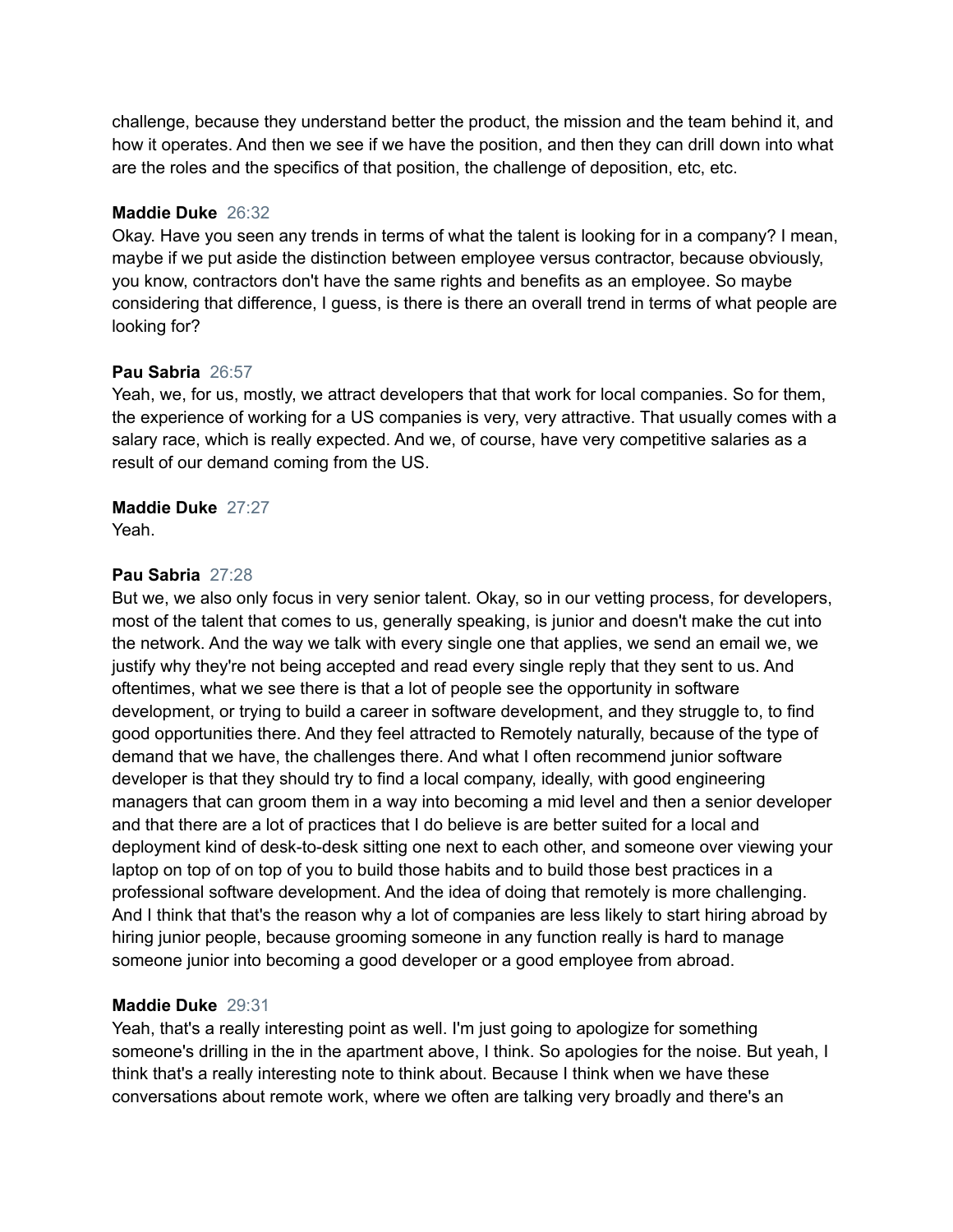challenge, because they understand better the product, the mission and the team behind it, and how it operates. And then we see if we have the position, and then they can drill down into what are the roles and the specifics of that position, the challenge of deposition, etc, etc.

**Maddie Duke** 26:32
Okay. Have you seen any trends in terms of what the talent is looking for in a company? I mean, maybe if we put aside the distinction between employee versus contractor, because obviously, you know, contractors don't have the same rights and benefits as an employee. So maybe considering that difference, I guess, is there is there an overall trend in terms of what people are looking for?

**Pau Sabria** 26:57
Yeah, we, for us, mostly, we attract developers that that work for local companies. So for them, the experience of working for a US companies is very, very attractive. That usually comes with a salary race, which is really expected. And we, of course, have very competitive salaries as a result of our demand coming from the US.

**Maddie Duke** 27:27
Yeah.

**Pau Sabria** 27:28
But we, we also only focus in very senior talent. Okay, so in our vetting process, for developers, most of the talent that comes to us, generally speaking, is junior and doesn't make the cut into the network. And the way we talk with every single one that applies, we send an email we, we justify why they're not being accepted and read every single reply that they sent to us. And oftentimes, what we see there is that a lot of people see the opportunity in software development, or trying to build a career in software development, and they struggle to, to find good opportunities there. And they feel attracted to Remotely naturally, because of the type of demand that we have, the challenges there. And what I often recommend junior software developer is that they should try to find a local company, ideally, with good engineering managers that can groom them in a way into becoming a mid level and then a senior developer and that there are a lot of practices that I do believe is are better suited for a local and deployment kind of desk-to-desk sitting one next to each other, and someone over viewing your laptop on top of on top of you to build those habits and to build those best practices in a professional software development. And the idea of doing that remotely is more challenging. And I think that that's the reason why a lot of companies are less likely to start hiring abroad by hiring junior people, because grooming someone in any function really is hard to manage someone junior into becoming a good developer or a good employee from abroad.

**Maddie Duke** 29:31
Yeah, that's a really interesting point as well. I'm just going to apologize for something someone's drilling in the in the apartment above, I think. So apologies for the noise. But yeah, I think that's a really interesting note to think about. Because I think when we have these conversations about remote work, where we often are talking very broadly and there's an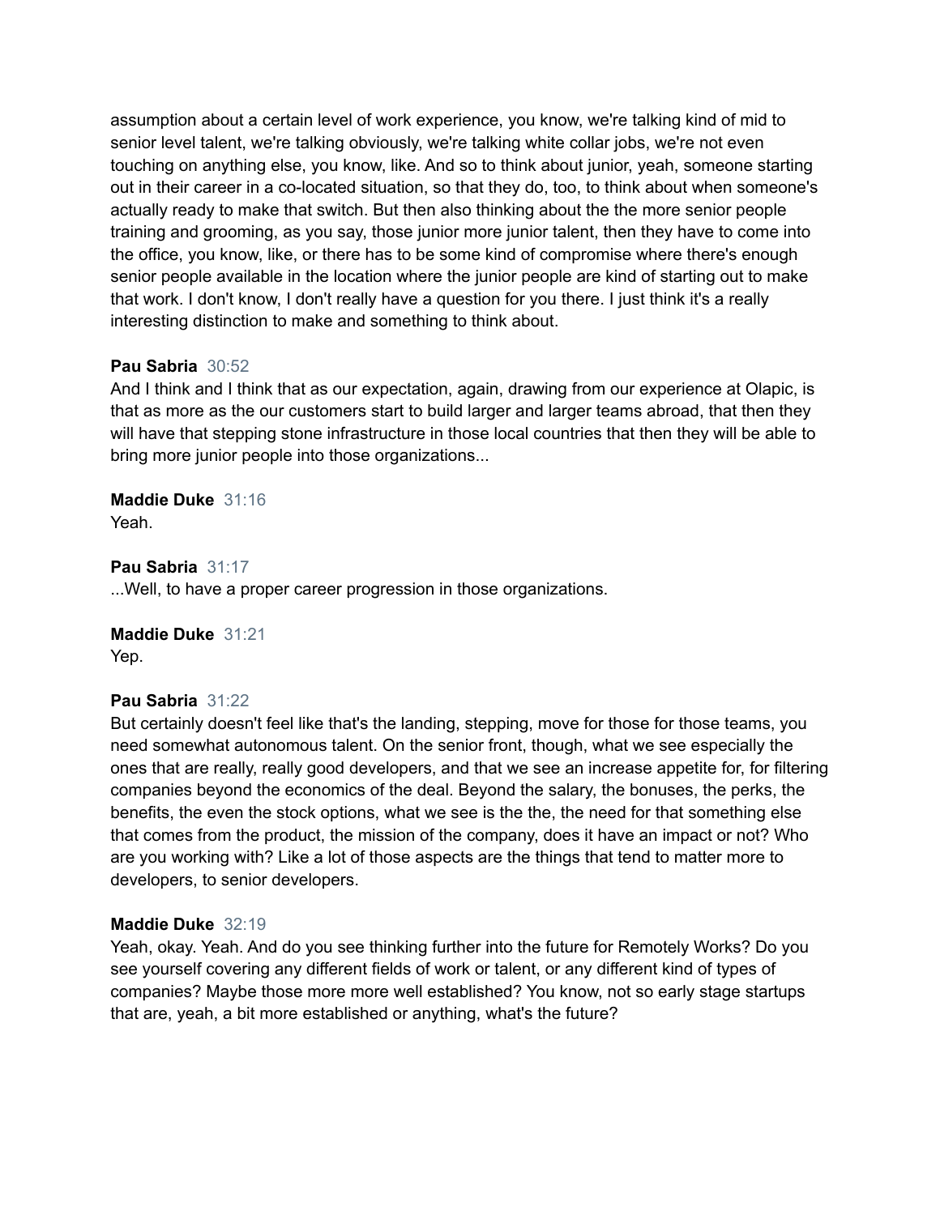assumption about a certain level of work experience, you know, we're talking kind of mid to senior level talent, we're talking obviously, we're talking white collar jobs, we're not even touching on anything else, you know, like. And so to think about junior, yeah, someone starting out in their career in a co-located situation, so that they do, too, to think about when someone's actually ready to make that switch. But then also thinking about the the more senior people training and grooming, as you say, those junior more junior talent, then they have to come into the office, you know, like, or there has to be some kind of compromise where there's enough senior people available in the location where the junior people are kind of starting out to make that work. I don't know, I don't really have a question for you there. I just think it's a really interesting distinction to make and something to think about.

**Pau Sabria** 30:52
And I think and I think that as our expectation, again, drawing from our experience at Olapic, is that as more as the our customers start to build larger and larger teams abroad, that then they will have that stepping stone infrastructure in those local countries that then they will be able to bring more junior people into those organizations...

**Maddie Duke** 31:16
Yeah.

**Pau Sabria** 31:17
...Well, to have a proper career progression in those organizations.

**Maddie Duke** 31:21
Yep.

**Pau Sabria** 31:22
But certainly doesn't feel like that's the landing, stepping, move for those for those teams, you need somewhat autonomous talent. On the senior front, though, what we see especially the ones that are really, really good developers, and that we see an increase appetite for, for filtering companies beyond the economics of the deal. Beyond the salary, the bonuses, the perks, the benefits, the even the stock options, what we see is the the, the need for that something else that comes from the product, the mission of the company, does it have an impact or not? Who are you working with? Like a lot of those aspects are the things that tend to matter more to developers, to senior developers.

**Maddie Duke** 32:19
Yeah, okay. Yeah. And do you see thinking further into the future for Remotely Works? Do you see yourself covering any different fields of work or talent, or any different kind of types of companies? Maybe those more more well established? You know, not so early stage startups that are, yeah, a bit more established or anything, what's the future?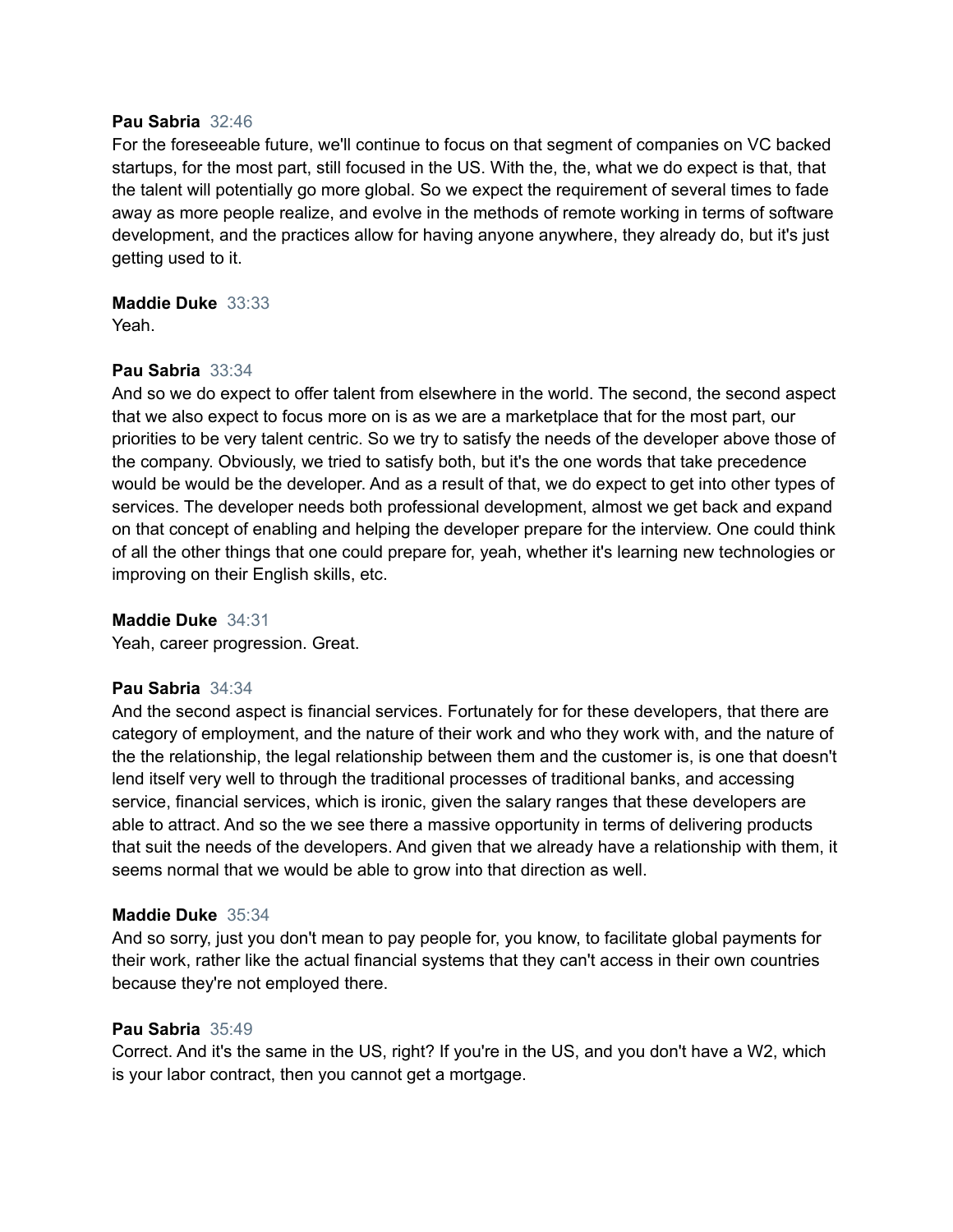**Pau Sabria** 32:46
For the foreseeable future, we'll continue to focus on that segment of companies on VC backed startups, for the most part, still focused in the US. With the, the, what we do expect is that, that the talent will potentially go more global. So we expect the requirement of several times to fade away as more people realize, and evolve in the methods of remote working in terms of software development, and the practices allow for having anyone anywhere, they already do, but it's just getting used to it.

**Maddie Duke** 33:33
Yeah.

**Pau Sabria** 33:34
And so we do expect to offer talent from elsewhere in the world. The second, the second aspect that we also expect to focus more on is as we are a marketplace that for the most part, our priorities to be very talent centric. So we try to satisfy the needs of the developer above those of the company. Obviously, we tried to satisfy both, but it's the one words that take precedence would be would be the developer. And as a result of that, we do expect to get into other types of services. The developer needs both professional development, almost we get back and expand on that concept of enabling and helping the developer prepare for the interview. One could think of all the other things that one could prepare for, yeah, whether it's learning new technologies or improving on their English skills, etc.

**Maddie Duke** 34:31
Yeah, career progression. Great.

**Pau Sabria** 34:34
And the second aspect is financial services. Fortunately for for these developers, that there are category of employment, and the nature of their work and who they work with, and the nature of the the relationship, the legal relationship between them and the customer is, is one that doesn't lend itself very well to through the traditional processes of traditional banks, and accessing service, financial services, which is ironic, given the salary ranges that these developers are able to attract. And so the we see there a massive opportunity in terms of delivering products that suit the needs of the developers. And given that we already have a relationship with them, it seems normal that we would be able to grow into that direction as well.

**Maddie Duke** 35:34
And so sorry, just you don't mean to pay people for, you know, to facilitate global payments for their work, rather like the actual financial systems that they can't access in their own countries because they're not employed there.

**Pau Sabria** 35:49
Correct. And it's the same in the US, right? If you're in the US, and you don't have a W2, which is your labor contract, then you cannot get a mortgage.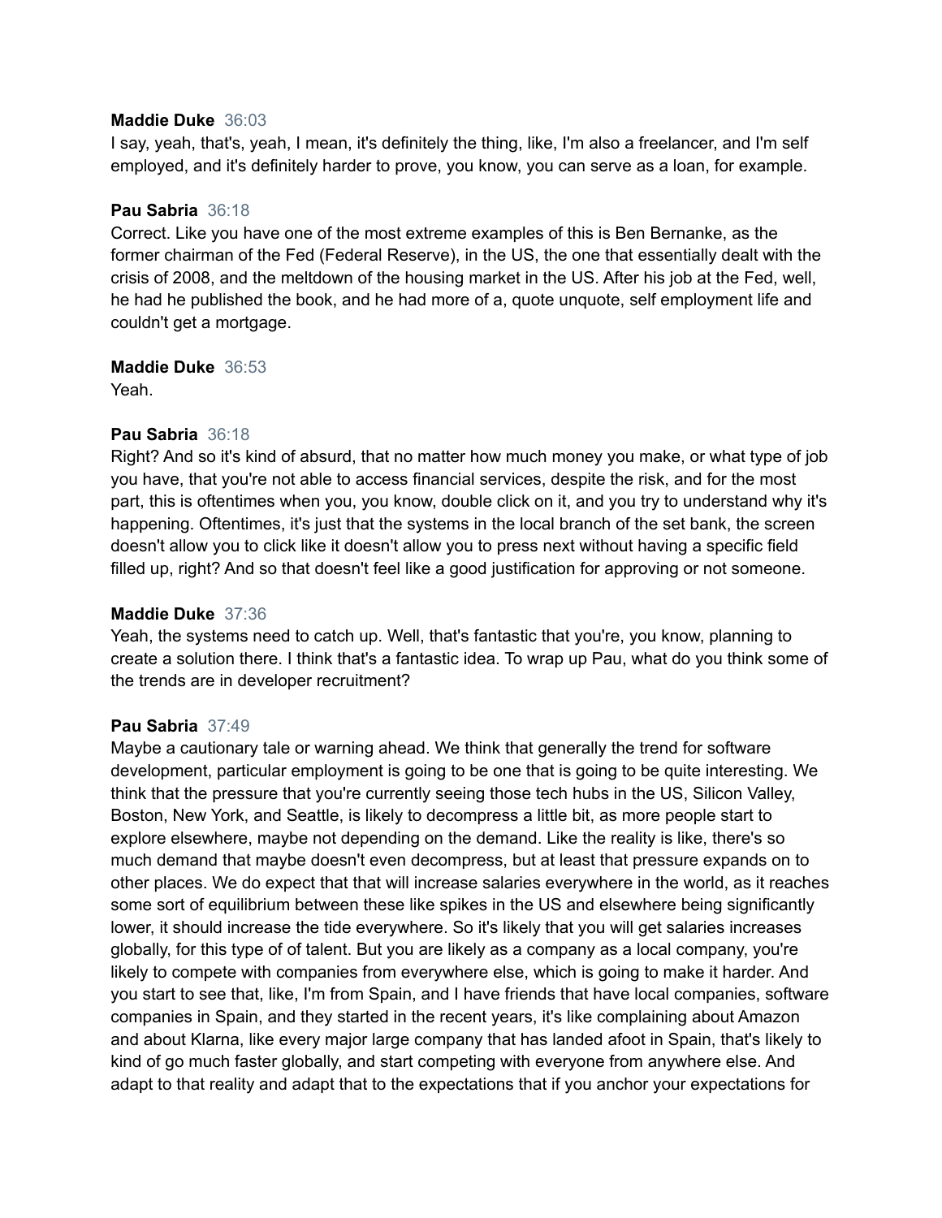**Maddie Duke** 36:03
I say, yeah, that's, yeah, I mean, it's definitely the thing, like, I'm also a freelancer, and I'm self employed, and it's definitely harder to prove, you know, you can serve as a loan, for example.

**Pau Sabria** 36:18
Correct. Like you have one of the most extreme examples of this is Ben Bernanke, as the former chairman of the Fed (Federal Reserve), in the US, the one that essentially dealt with the crisis of 2008, and the meltdown of the housing market in the US. After his job at the Fed, well, he had he published the book, and he had more of a, quote unquote, self employment life and couldn't get a mortgage.

**Maddie Duke** 36:53
Yeah.

**Pau Sabria** 36:18
Right? And so it's kind of absurd, that no matter how much money you make, or what type of job you have, that you're not able to access financial services, despite the risk, and for the most part, this is oftentimes when you, you know, double click on it, and you try to understand why it's happening. Oftentimes, it's just that the systems in the local branch of the set bank, the screen doesn't allow you to click like it doesn't allow you to press next without having a specific field filled up, right? And so that doesn't feel like a good justification for approving or not someone.

**Maddie Duke** 37:36
Yeah, the systems need to catch up. Well, that's fantastic that you're, you know, planning to create a solution there. I think that's a fantastic idea. To wrap up Pau, what do you think some of the trends are in developer recruitment?

**Pau Sabria** 37:49
Maybe a cautionary tale or warning ahead. We think that generally the trend for software development, particular employment is going to be one that is going to be quite interesting. We think that the pressure that you're currently seeing those tech hubs in the US, Silicon Valley, Boston, New York, and Seattle, is likely to decompress a little bit, as more people start to explore elsewhere, maybe not depending on the demand. Like the reality is like, there's so much demand that maybe doesn't even decompress, but at least that pressure expands on to other places. We do expect that that will increase salaries everywhere in the world, as it reaches some sort of equilibrium between these like spikes in the US and elsewhere being significantly lower, it should increase the tide everywhere. So it's likely that you will get salaries increases globally, for this type of of talent. But you are likely as a company as a local company, you're likely to compete with companies from everywhere else, which is going to make it harder. And you start to see that, like, I'm from Spain, and I have friends that have local companies, software companies in Spain, and they started in the recent years, it's like complaining about Amazon and about Klarna, like every major large company that has landed afoot in Spain, that's likely to kind of go much faster globally, and start competing with everyone from anywhere else. And adapt to that reality and adapt that to the expectations that if you anchor your expectations for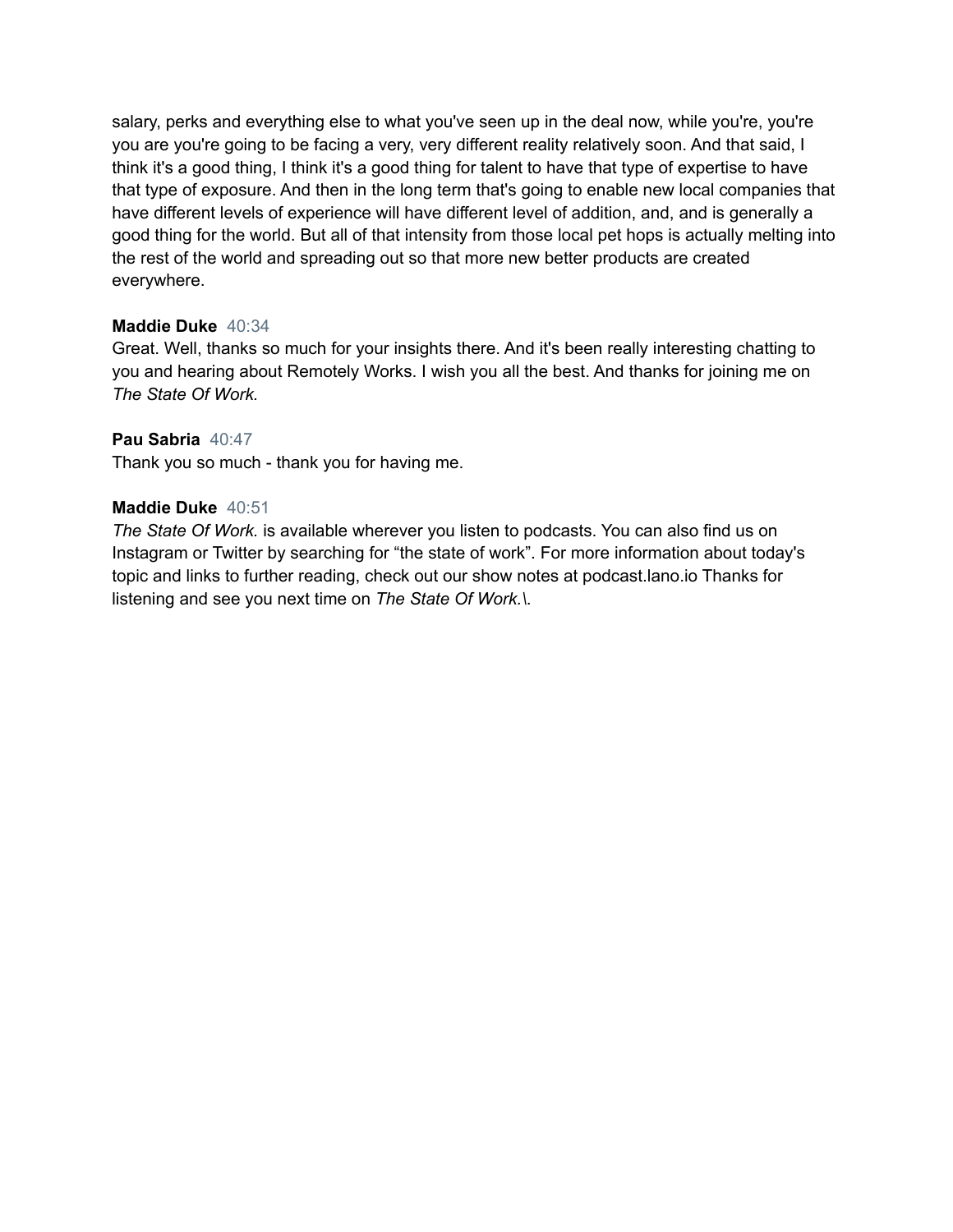salary, perks and everything else to what you've seen up in the deal now, while you're, you're you are you're going to be facing a very, very different reality relatively soon. And that said, I think it's a good thing, I think it's a good thing for talent to have that type of expertise to have that type of exposure. And then in the long term that's going to enable new local companies that have different levels of experience will have different level of addition, and, and is generally a good thing for the world. But all of that intensity from those local pet hops is actually melting into the rest of the world and spreading out so that more new better products are created everywhere.

**Maddie Duke** 40:34
Great. Well, thanks so much for your insights there. And it's been really interesting chatting to you and hearing about Remotely Works. I wish you all the best. And thanks for joining me on *The State Of Work.*

**Pau Sabria** 40:47
Thank you so much - thank you for having me.

**Maddie Duke** 40:51
*The State Of Work.* is available wherever you listen to podcasts. You can also find us on Instagram or Twitter by searching for "the state of work". For more information about today's topic and links to further reading, check out our show notes at podcast.lano.io Thanks for listening and see you next time on *The State Of Work.\.*